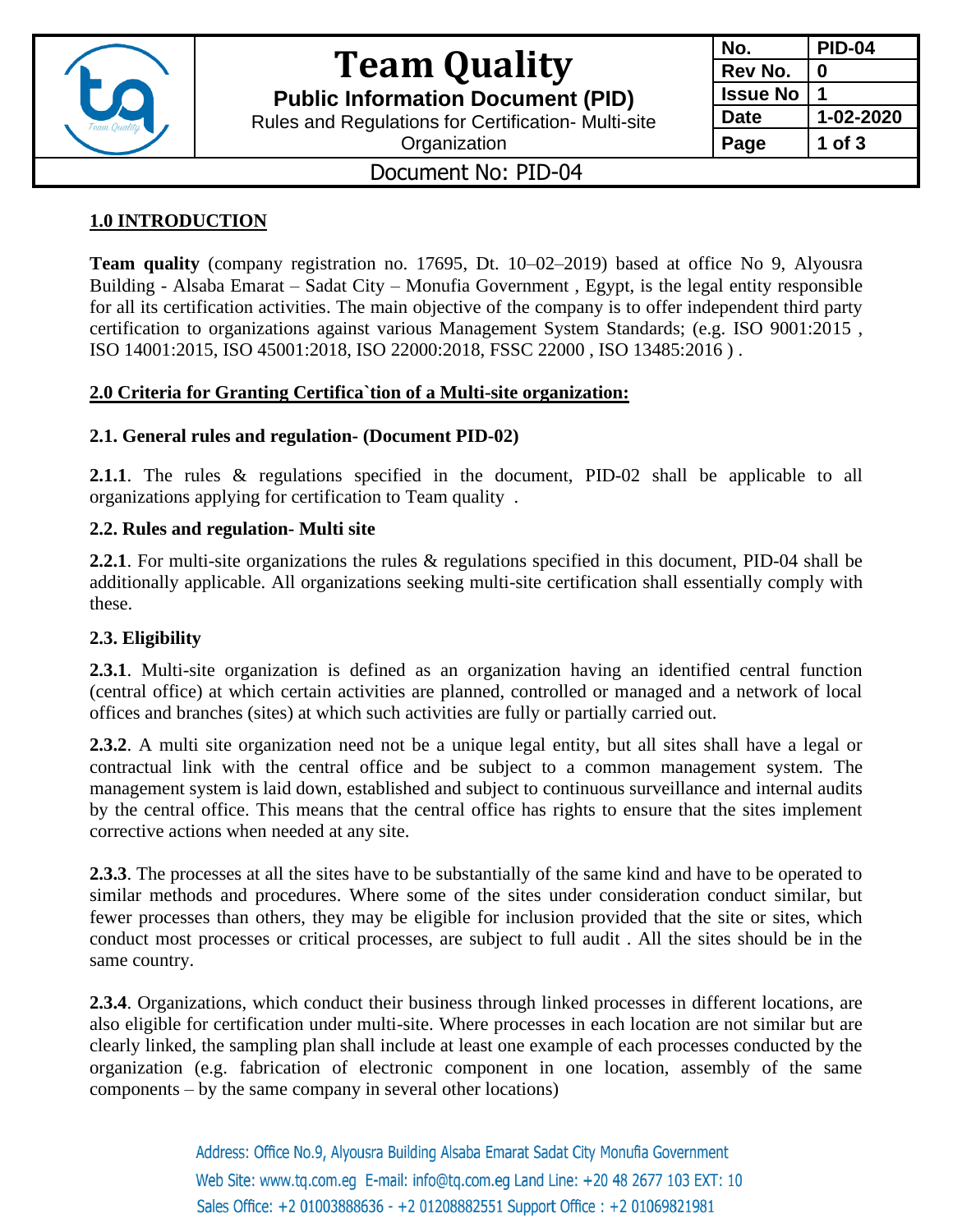| Team Quality | No. | PID-04 |
|---|---|---|
| Public Information Document (PID) | Rev No. | 0 |
| Rules and Regulations for Certification- Multi-site Organization | Issue No | 1 |
| | Date | 1-02-2020 |
| Document No: PID-04 | | |

## 1.0 INTRODUCTION

**Team quality** (company registration no. 17695, Dt. 10–02–2019) based at office No 9, Alyousra Building - Alsaba Emarat – Sadat City – Monufia Government , Egypt, is the legal entity responsible for all its certification activities. The main objective of the company is to offer independent third party certification to organizations against various Management System Standards; (e.g. ISO 9001:2015 , ISO 14001:2015, ISO 45001:2018, ISO 22000:2018, FSSC 22000 , ISO 13485:2016 ) .

## 2.0 Criteria for Granting Certifica`tion of a Multi-site organization:

### 2.1. General rules and regulation- (Document PID-02)

**2.1.1**. The rules & regulations specified in the document, PID-02 shall be applicable to all organizations applying for certification to Team quality .

### 2.2. Rules and regulation- Multi site

**2.2.1**. For multi-site organizations the rules & regulations specified in this document, PID-04 shall be additionally applicable. All organizations seeking multi-site certification shall essentially comply with these.

### 2.3. Eligibility

**2.3.1**. Multi-site organization is defined as an organization having an identified central function (central office) at which certain activities are planned, controlled or managed and a network of local offices and branches (sites) at which such activities are fully or partially carried out.

**2.3.2**. A multi site organization need not be a unique legal entity, but all sites shall have a legal or contractual link with the central office and be subject to a common management system. The management system is laid down, established and subject to continuous surveillance and internal audits by the central office. This means that the central office has rights to ensure that the sites implement corrective actions when needed at any site.

**2.3.3**. The processes at all the sites have to be substantially of the same kind and have to be operated to similar methods and procedures. Where some of the sites under consideration conduct similar, but fewer processes than others, they may be eligible for inclusion provided that the site or sites, which conduct most processes or critical processes, are subject to full audit . All the sites should be in the same country.

**2.3.4**. Organizations, which conduct their business through linked processes in different locations, are also eligible for certification under multi-site. Where processes in each location are not similar but are clearly linked, the sampling plan shall include at least one example of each processes conducted by the organization (e.g. fabrication of electronic component in one location, assembly of the same components – by the same company in several other locations)

Address: Office No.9, Alyousra Building Alsaba Emarat Sadat City Monufia Government
Web Site: www.tq.com.eg E-mail: info@tq.com.eg Land Line: +20 48 2677 103 EXT: 10
Sales Office: +2 01003888636 - +2 01208882551 Support Office : +2 01069821981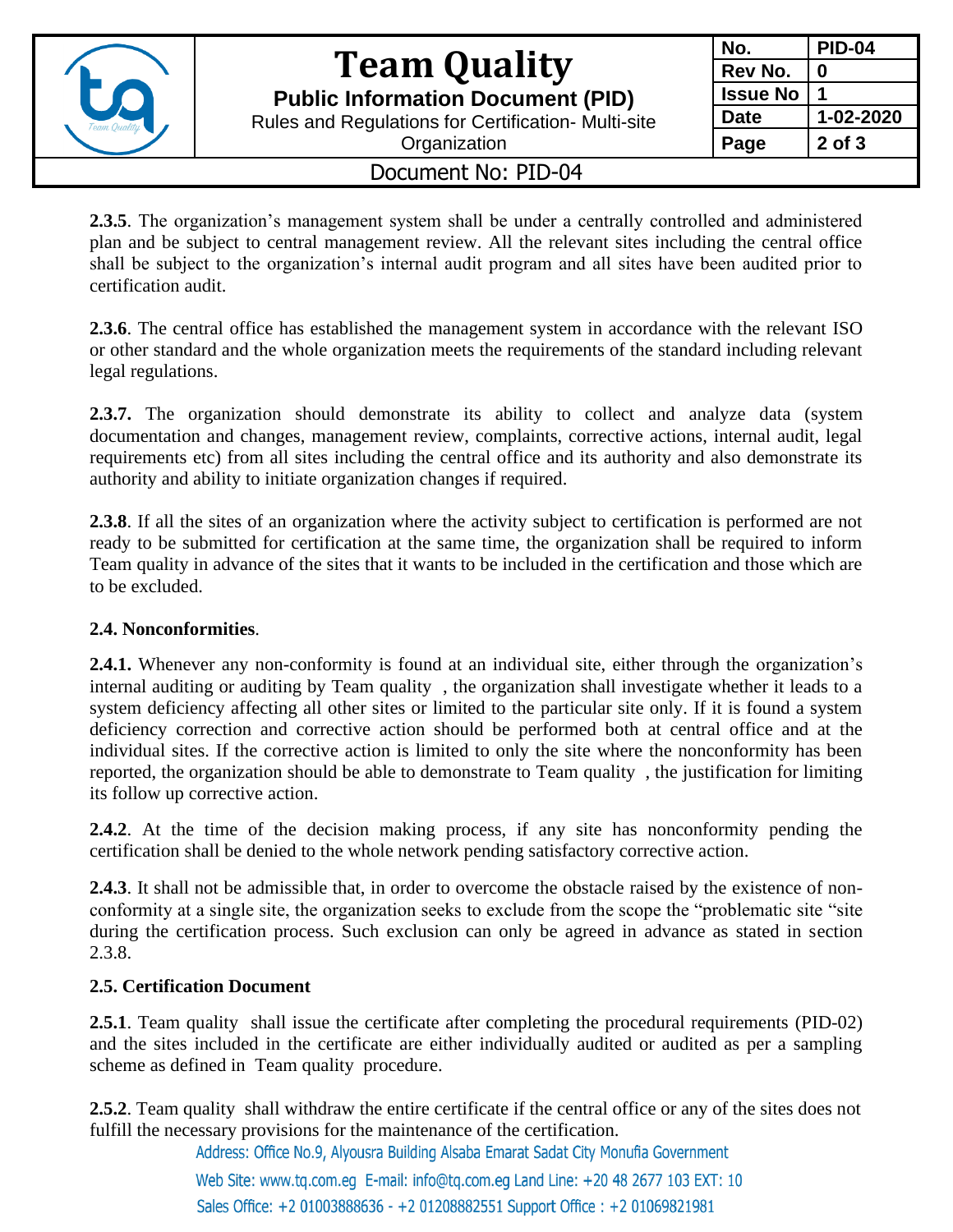**2.3.5**. The organization's management system shall be under a centrally controlled and administered plan and be subject to central management review. All the relevant sites including the central office shall be subject to the organization's internal audit program and all sites have been audited prior to certification audit.

**2.3.6**. The central office has established the management system in accordance with the relevant ISO or other standard and the whole organization meets the requirements of the standard including relevant legal regulations.

**2.3.7.** The organization should demonstrate its ability to collect and analyze data (system documentation and changes, management review, complaints, corrective actions, internal audit, legal requirements etc) from all sites including the central office and its authority and also demonstrate its authority and ability to initiate organization changes if required.

**2.3.8**. If all the sites of an organization where the activity subject to certification is performed are not ready to be submitted for certification at the same time, the organization shall be required to inform Team quality in advance of the sites that it wants to be included in the certification and those which are to be excluded.

**2.4. Nonconformities**.

**2.4.1.** Whenever any non-conformity is found at an individual site, either through the organization's internal auditing or auditing by Team quality , the organization shall investigate whether it leads to a system deficiency affecting all other sites or limited to the particular site only. If it is found a system deficiency correction and corrective action should be performed both at central office and at the individual sites. If the corrective action is limited to only the site where the nonconformity has been reported, the organization should be able to demonstrate to Team quality , the justification for limiting its follow up corrective action.

**2.4.2**. At the time of the decision making process, if any site has nonconformity pending the certification shall be denied to the whole network pending satisfactory corrective action.

**2.4.3**. It shall not be admissible that, in order to overcome the obstacle raised by the existence of non-conformity at a single site, the organization seeks to exclude from the scope the "problematic site "site during the certification process. Such exclusion can only be agreed in advance as stated in section 2.3.8.

**2.5. Certification Document**

**2.5.1**. Team quality shall issue the certificate after completing the procedural requirements (PID-02) and the sites included in the certificate are either individually audited or audited as per a sampling scheme as defined in Team quality procedure.

**2.5.2**. Team quality shall withdraw the entire certificate if the central office or any of the sites does not fulfill the necessary provisions for the maintenance of the certification.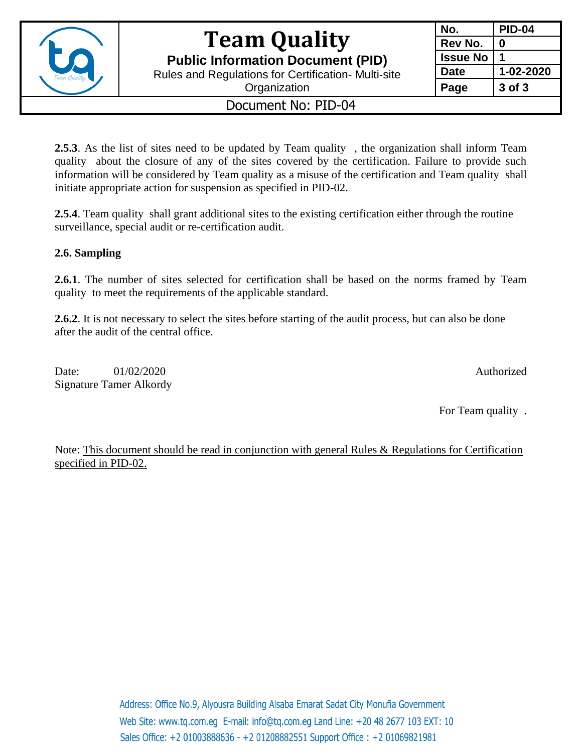**2.5.3**. As the list of sites need to be updated by Team quality , the organization shall inform Team quality about the closure of any of the sites covered by the certification. Failure to provide such information will be considered by Team quality as a misuse of the certification and Team quality shall initiate appropriate action for suspension as specified in PID-02.

**2.5.4**. Team quality shall grant additional sites to the existing certification either through the routine surveillance, special audit or re-certification audit.

**2.6. Sampling**

**2.6.1**. The number of sites selected for certification shall be based on the norms framed by Team quality to meet the requirements of the applicable standard.

**2.6.2**. It is not necessary to select the sites before starting of the audit process, but can also be done after the audit of the central office.

Date: 01/02/2020 Authorized
Signature Tamer Alkordy

For Team quality .

Note: This document should be read in conjunction with general Rules & Regulations for Certification specified in PID-02.